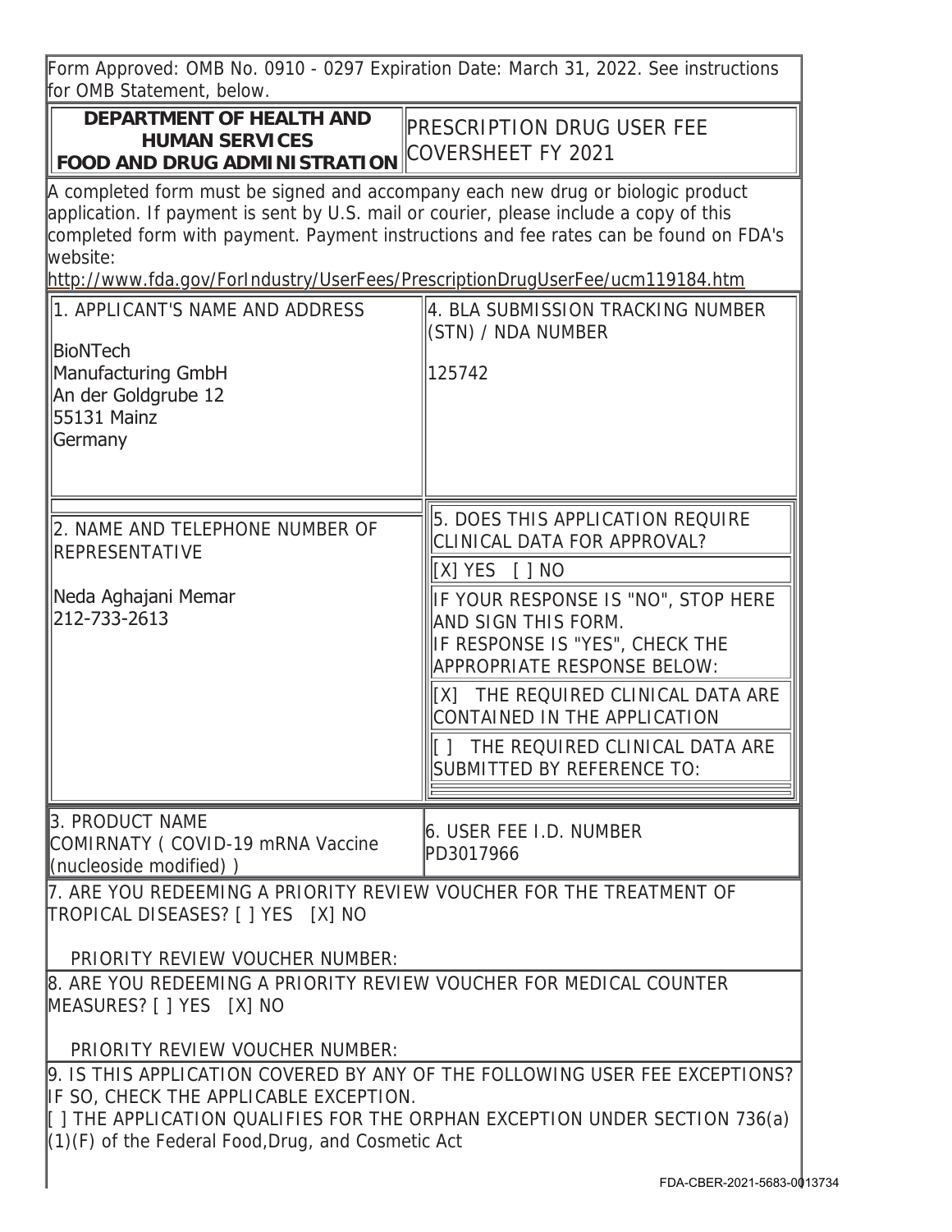Form Approved: OMB No. 0910 - 0297 Expiration Date: March 31, 2022. See instructions for OMB Statement, below.

| **DEPARTMENT OF HEALTH AND HUMAN SERVICES FOOD AND DRUG ADMINISTRATION** | PRESCRIPTION DRUG USER FEE COVERSHEET FY 2021 |
|---|---|

A completed form must be signed and accompany each new drug or biologic product application. If payment is sent by U.S. mail or courier, please include a copy of this completed form with payment. Payment instructions and fee rates can be found on FDA's website:
http://www.fda.gov/ForIndustry/UserFees/PrescriptionDrugUserFee/ucm119184.htm

| | |
|---|---|
| 1. APPLICANT'S NAME AND ADDRESS<br><br>BioNTech<br>Manufacturing GmbH<br>An der Goldgrube 12<br>55131 Mainz<br>Germany | 4. BLA SUBMISSION TRACKING NUMBER (STN) / NDA NUMBER<br><br>125742 |
| 2. NAME AND TELEPHONE NUMBER OF REPRESENTATIVE<br><br>Neda Aghajani Memar<br>212-733-2613 | 5. DOES THIS APPLICATION REQUIRE CLINICAL DATA FOR APPROVAL?<br><br>[X] YES [ ] NO<br><br>IF YOUR RESPONSE IS "NO", STOP HERE AND SIGN THIS FORM.<br>IF RESPONSE IS "YES", CHECK THE APPROPRIATE RESPONSE BELOW:<br><br>[X] THE REQUIRED CLINICAL DATA ARE CONTAINED IN THE APPLICATION<br><br>[ ] THE REQUIRED CLINICAL DATA ARE SUBMITTED BY REFERENCE TO: |
| 3. PRODUCT NAME<br>COMIRNATY ( COVID-19 mRNA Vaccine (nucleoside modified) ) | 6. USER FEE I.D. NUMBER<br>PD3017966 |

7. ARE YOU REDEEMING A PRIORITY REVIEW VOUCHER FOR THE TREATMENT OF TROPICAL DISEASES? [ ] YES [X] NO

PRIORITY REVIEW VOUCHER NUMBER:

8. ARE YOU REDEEMING A PRIORITY REVIEW VOUCHER FOR MEDICAL COUNTER MEASURES? [ ] YES [X] NO

PRIORITY REVIEW VOUCHER NUMBER:

9. IS THIS APPLICATION COVERED BY ANY OF THE FOLLOWING USER FEE EXCEPTIONS? IF SO, CHECK THE APPLICABLE EXCEPTION.

[ ] THE APPLICATION QUALIFIES FOR THE ORPHAN EXCEPTION UNDER SECTION 736(a)(1)(F) of the Federal Food,Drug, and Cosmetic Act

FDA-CBER-2021-5683-0013734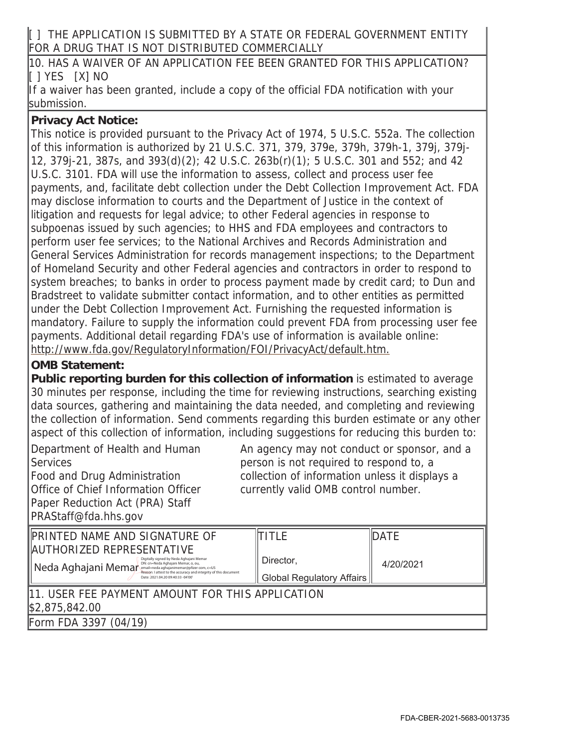[ ] THE APPLICATION IS SUBMITTED BY A STATE OR FEDERAL GOVERNMENT ENTITY FOR A DRUG THAT IS NOT DISTRIBUTED COMMERCIALLY

10. HAS A WAIVER OF AN APPLICATION FEE BEEN GRANTED FOR THIS APPLICATION?
[ ] YES [X] NO
If a waiver has been granted, include a copy of the official FDA notification with your submission.

**Privacy Act Notice:**
This notice is provided pursuant to the Privacy Act of 1974, 5 U.S.C. 552a. The collection of this information is authorized by 21 U.S.C. 371, 379, 379e, 379h, 379h-1, 379j, 379j-12, 379j-21, 387s, and 393(d)(2); 42 U.S.C. 263b(r)(1); 5 U.S.C. 301 and 552; and 42 U.S.C. 3101. FDA will use the information to assess, collect and process user fee payments, and, facilitate debt collection under the Debt Collection Improvement Act. FDA may disclose information to courts and the Department of Justice in the context of litigation and requests for legal advice; to other Federal agencies in response to subpoenas issued by such agencies; to HHS and FDA employees and contractors to perform user fee services; to the National Archives and Records Administration and General Services Administration for records management inspections; to the Department of Homeland Security and other Federal agencies and contractors in order to respond to system breaches; to banks in order to process payment made by credit card; to Dun and Bradstreet to validate submitter contact information, and to other entities as permitted under the Debt Collection Improvement Act. Furnishing the requested information is mandatory. Failure to supply the information could prevent FDA from processing user fee payments. Additional detail regarding FDA's use of information is available online: http://www.fda.gov/RegulatoryInformation/FOI/PrivacyAct/default.htm.

**OMB Statement:**
**Public reporting burden for this collection of information** is estimated to average 30 minutes per response, including the time for reviewing instructions, searching existing data sources, gathering and maintaining the data needed, and completing and reviewing the collection of information. Send comments regarding this burden estimate or any other aspect of this collection of information, including suggestions for reducing this burden to:

Department of Health and Human Services
Food and Drug Administration
Office of Chief Information Officer
Paper Reduction Act (PRA) Staff
PRAStaff@fda.hhs.gov

An agency may not conduct or sponsor, and a person is not required to respond to, a collection of information unless it displays a currently valid OMB control number.

| PRINTED NAME AND SIGNATURE OF AUTHORIZED REPRESENTATIVE | TITLE | DATE |
|---|---|---|
| Neda Aghajani Memar (Digitally signed by Neda Aghajani Memar DN: cn=Neda Aghajani Memar, o, ou, email=neda.aghajanimemar@pfizer.com, c=US Reason: I attest to the accuracy and integrity of this document Date: 2021.04.20 09:40:33 -04'00') | Director, Global Regulatory Affairs | 4/20/2021 |

11. USER FEE PAYMENT AMOUNT FOR THIS APPLICATION
$2,875,842.00

Form FDA 3397 (04/19)